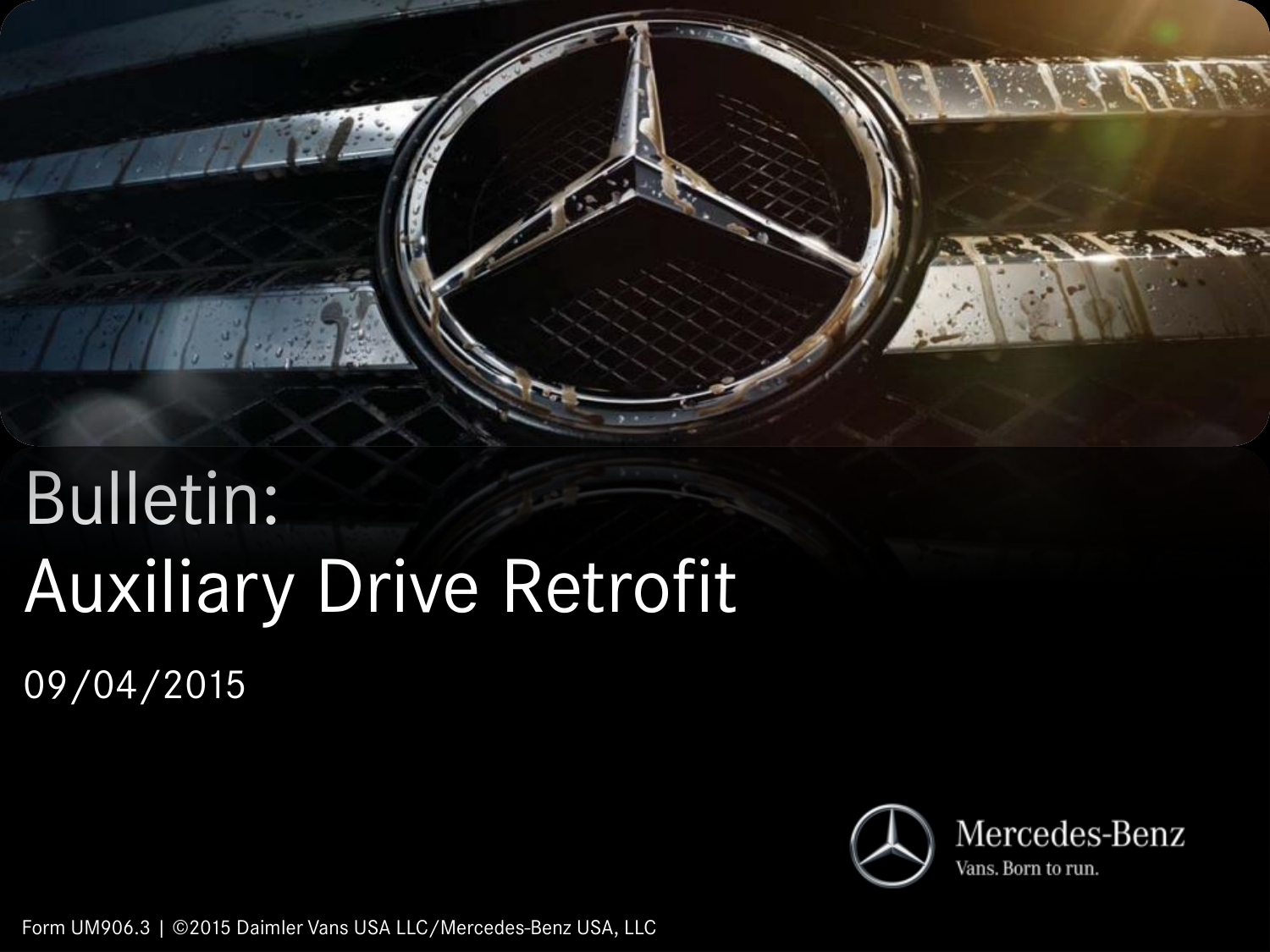# Bulletin:
# Auxiliary Drive Retrofit

09/04/2015

Mercedes-Benz
Vans. Born to run.

Form UM906.3 | ©2015 Daimler Vans USA LLC/Mercedes-Benz USA, LLC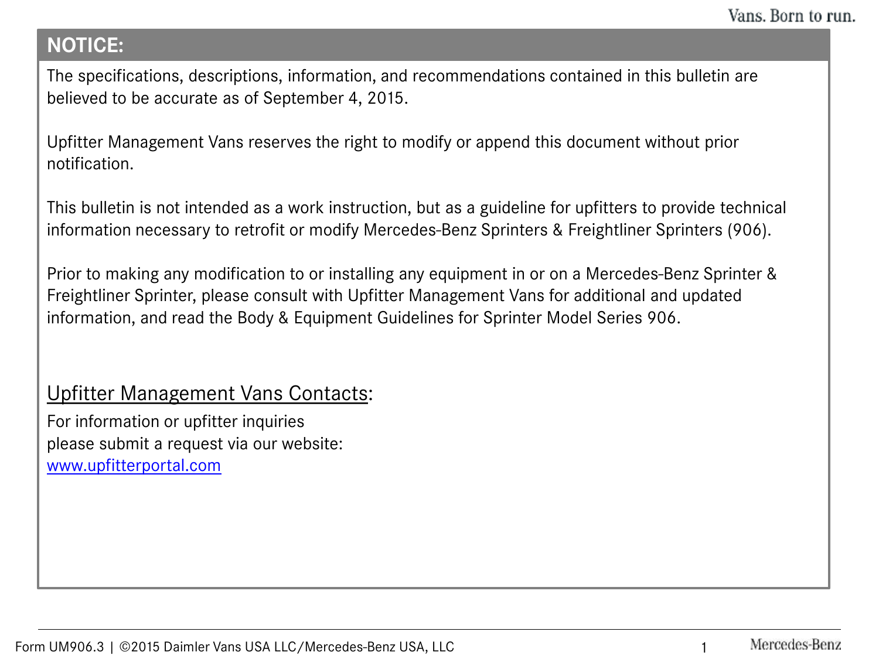## NOTICE:

The specifications, descriptions, information, and recommendations contained in this bulletin are believed to be accurate as of September 4, 2015.

Upfitter Management Vans reserves the right to modify or append this document without prior notification.

This bulletin is not intended as a work instruction, but as a guideline for upfitters to provide technical information necessary to retrofit or modify Mercedes-Benz Sprinters & Freightliner Sprinters (906).

Prior to making any modification to or installing any equipment in or on a Mercedes-Benz Sprinter & Freightliner Sprinter, please consult with Upfitter Management Vans for additional and updated information, and read the Body & Equipment Guidelines for Sprinter Model Series 906.

### Upfitter Management Vans Contacts:

For information or upfitter inquiries
please submit a request via our website:
[www.upfitterportal.com](http://www.upfitterportal.com)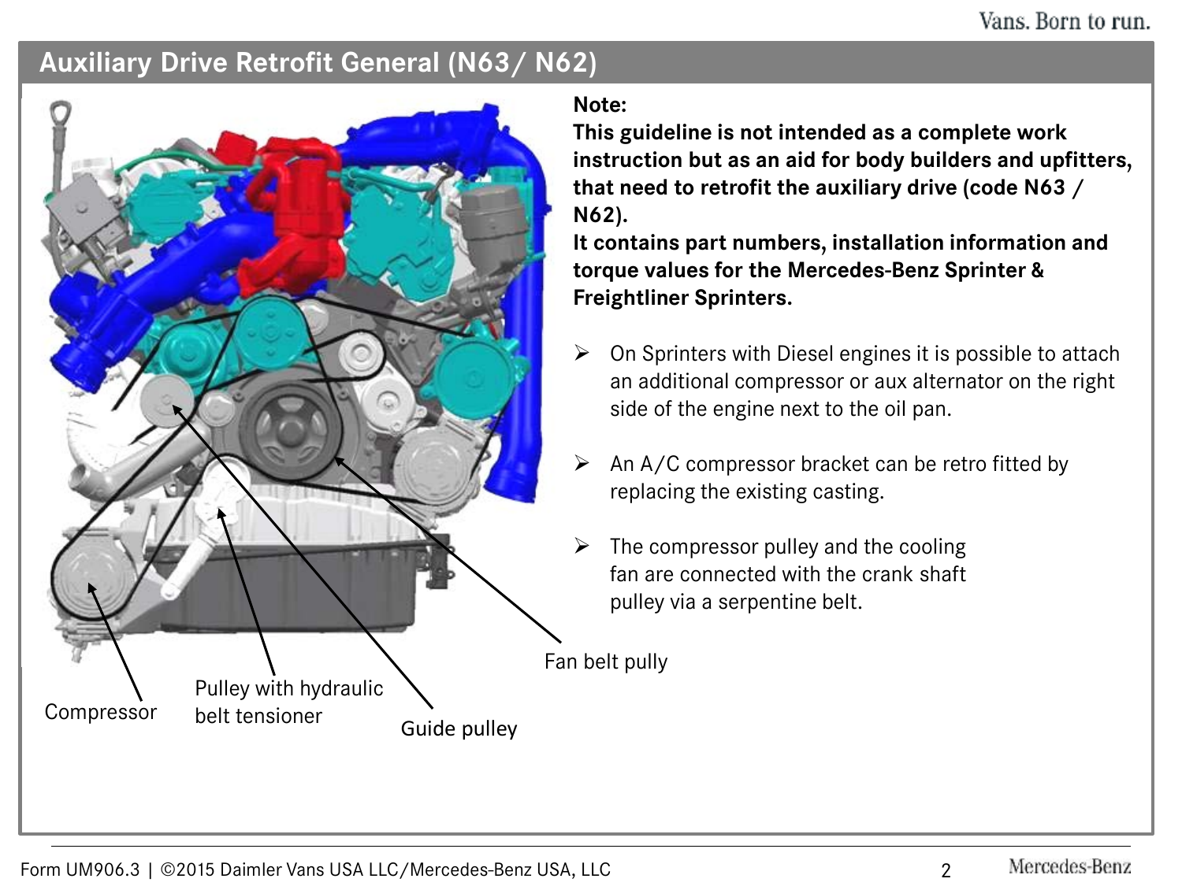## Auxiliary Drive Retrofit General (N63/ N62)

Compressor

Pulley with hydraulic belt tensioner

Guide pulley

Fan belt pully

**Note:**
**This guideline is not intended as a complete work instruction but as an aid for body builders and upfitters, that need to retrofit the auxiliary drive (code N63 / N62).**
**It contains part numbers, installation information and torque values for the Mercedes-Benz Sprinter & Freightliner Sprinters.**

- On Sprinters with Diesel engines it is possible to attach an additional compressor or aux alternator on the right side of the engine next to the oil pan.
- An A/C compressor bracket can be retro fitted by replacing the existing casting.
- The compressor pulley and the cooling fan are connected with the crank shaft pulley via a serpentine belt.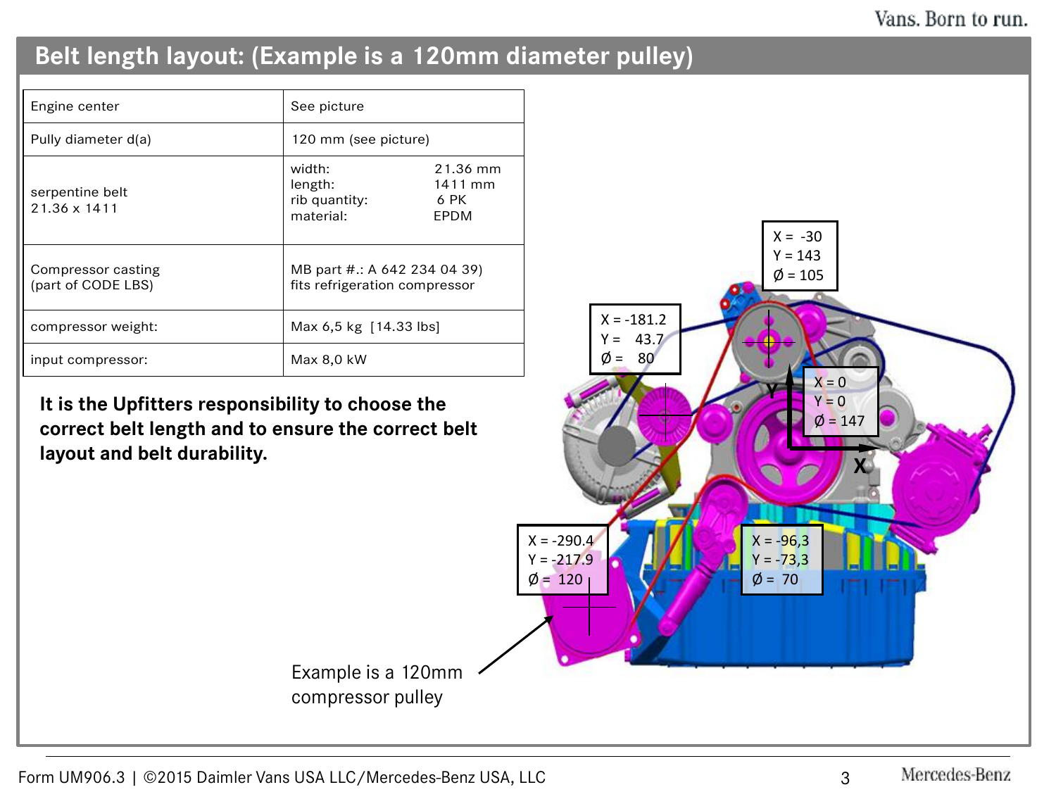## Belt length layout: (Example is a 120mm diameter pulley)

| Engine center | See picture |
|---|---|
| Pully diameter d(a) | 120 mm (see picture) |
| serpentine belt 21.36 x 1411 | width: 21.36 mm<br>length: 1411 mm<br>rib quantity: 6 PK<br>material: EPDM |
| Compressor casting (part of CODE LBS) | MB part #.: A 642 234 04 39) fits refrigeration compressor |
| compressor weight: | Max 6,5 kg [14.33 lbs] |
| input compressor: | Max 8,0 kW |

**It is the Upfitters responsibility to choose the correct belt length and to ensure the correct belt layout and belt durability.**

X = -30
Y = 143
Ø = 105

X = -181.2
Y = 43.7
Ø = 80

X = 0
Y = 0
Ø = 147

X = -290.4
Y = -217.9
Ø = 120

X = -96,3
Y = -73,3
Ø = 70

Example is a 120mm compressor pulley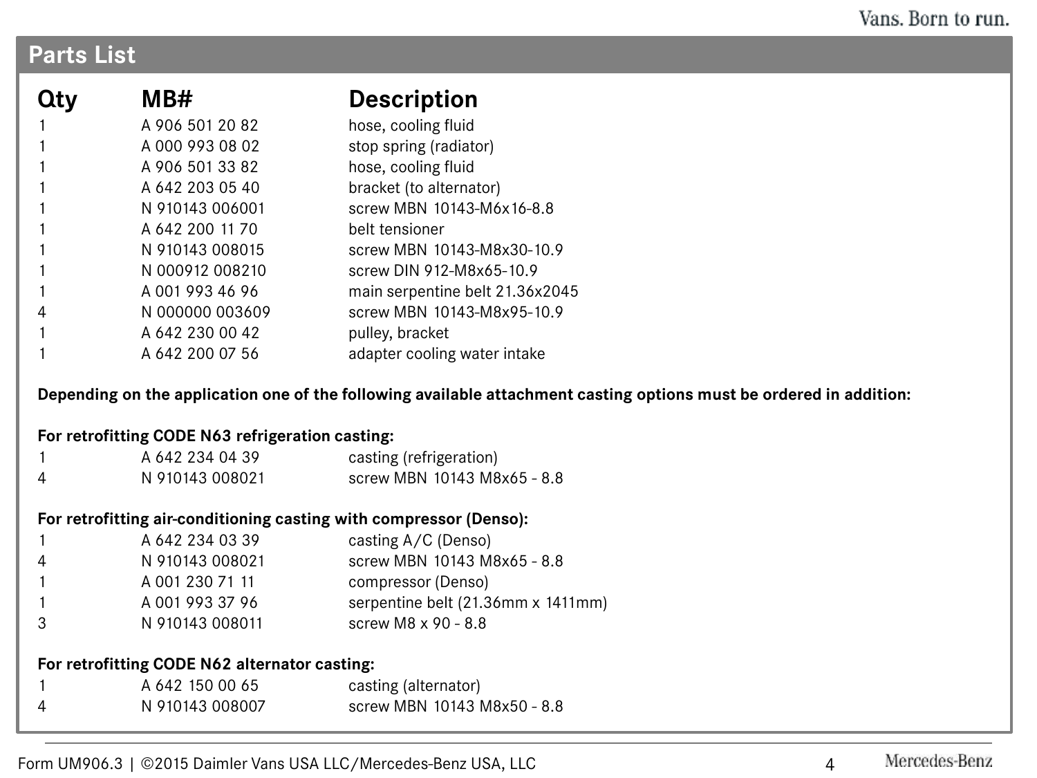## Parts List

| Qty | MB# | Description |
| --- | --- | --- |
| 1 | A 906 501 20 82 | hose, cooling fluid |
| 1 | A 000 993 08 02 | stop spring (radiator) |
| 1 | A 906 501 33 82 | hose, cooling fluid |
| 1 | A 642 203 05 40 | bracket (to alternator) |
| 1 | N 910143 006001 | screw MBN 10143-M6x16-8.8 |
| 1 | A 642 200 11 70 | belt tensioner |
| 1 | N 910143 008015 | screw MBN 10143-M8x30-10.9 |
| 1 | N 000912 008210 | screw DIN 912-M8x65-10.9 |
| 1 | A 001 993 46 96 | main serpentine belt 21.36x2045 |
| 4 | N 000000 003609 | screw MBN 10143-M8x95-10.9 |
| 1 | A 642 230 00 42 | pulley, bracket |
| 1 | A 642 200 07 56 | adapter cooling water intake |

**Depending on the application one of the following available attachment casting options must be ordered in addition:**

**For retrofitting CODE N63 refrigeration casting:**

| Qty | MB# | Description |
| --- | --- | --- |
| 1 | A 642 234 04 39 | casting (refrigeration) |
| 4 | N 910143 008021 | screw MBN 10143 M8x65 - 8.8 |

**For retrofitting air-conditioning casting with compressor (Denso):**

| Qty | MB# | Description |
| --- | --- | --- |
| 1 | A 642 234 03 39 | casting A/C (Denso) |
| 4 | N 910143 008021 | screw MBN 10143 M8x65 - 8.8 |
| 1 | A 001 230 71 11 | compressor (Denso) |
| 1 | A 001 993 37 96 | serpentine belt (21.36mm x 1411mm) |
| 3 | N 910143 008011 | screw M8 x 90 - 8.8 |

**For retrofitting CODE N62 alternator casting:**

| Qty | MB# | Description |
| --- | --- | --- |
| 1 | A 642 150 00 65 | casting (alternator) |
| 4 | N 910143 008007 | screw MBN 10143 M8x50 - 8.8 |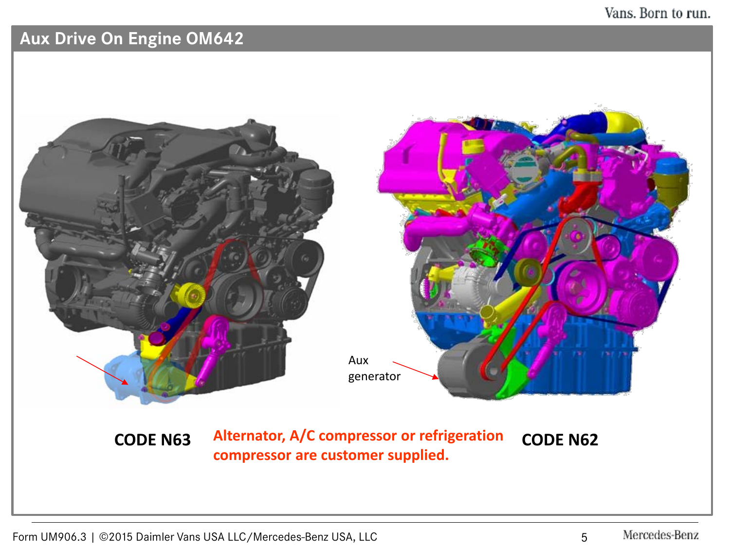## Aux Drive On Engine OM642

Aux generator

**CODE N63**

**Alternator, A/C compressor or refrigeration compressor are customer supplied.**

**CODE N62**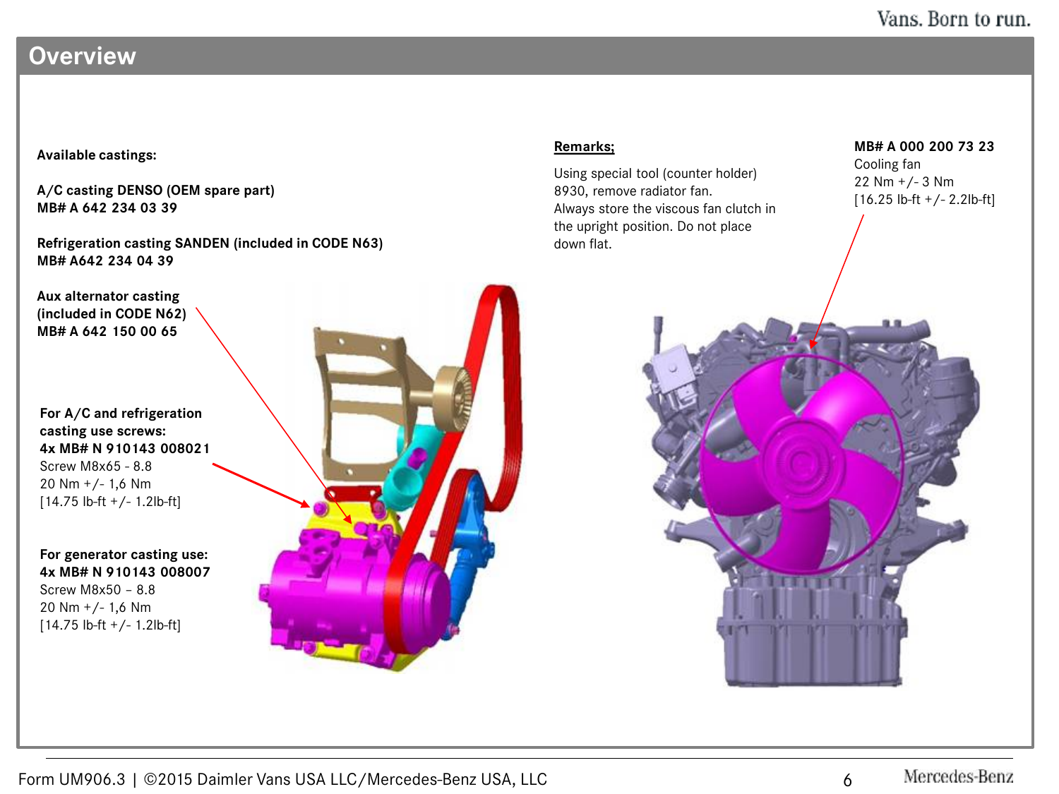## Overview

**Available castings:**

**A/C casting DENSO (OEM spare part)**
**MB# A 642 234 03 39**

**Refrigeration casting SANDEN (included in CODE N63)**
**MB# A642 234 04 39**

**Aux alternator casting**
**(included in CODE N62)**
**MB# A 642 150 00 65**

**For A/C and refrigeration casting use screws:**
**4x MB# N 910143 008021**
Screw M8x65 - 8.8
20 Nm +/- 1,6 Nm
[14.75 lb-ft +/- 1.2lb-ft]

**For generator casting use:**
**4x MB# N 910143 008007**
Screw M8x50 – 8.8
20 Nm +/- 1,6 Nm
[14.75 lb-ft +/- 1.2lb-ft]

**Remarks;**

Using special tool (counter holder) 8930, remove radiator fan.
Always store the viscous fan clutch in the upright position. Do not place down flat.

**MB# A 000 200 73 23**
Cooling fan
22 Nm +/- 3 Nm
[16.25 lb-ft +/- 2.2lb-ft]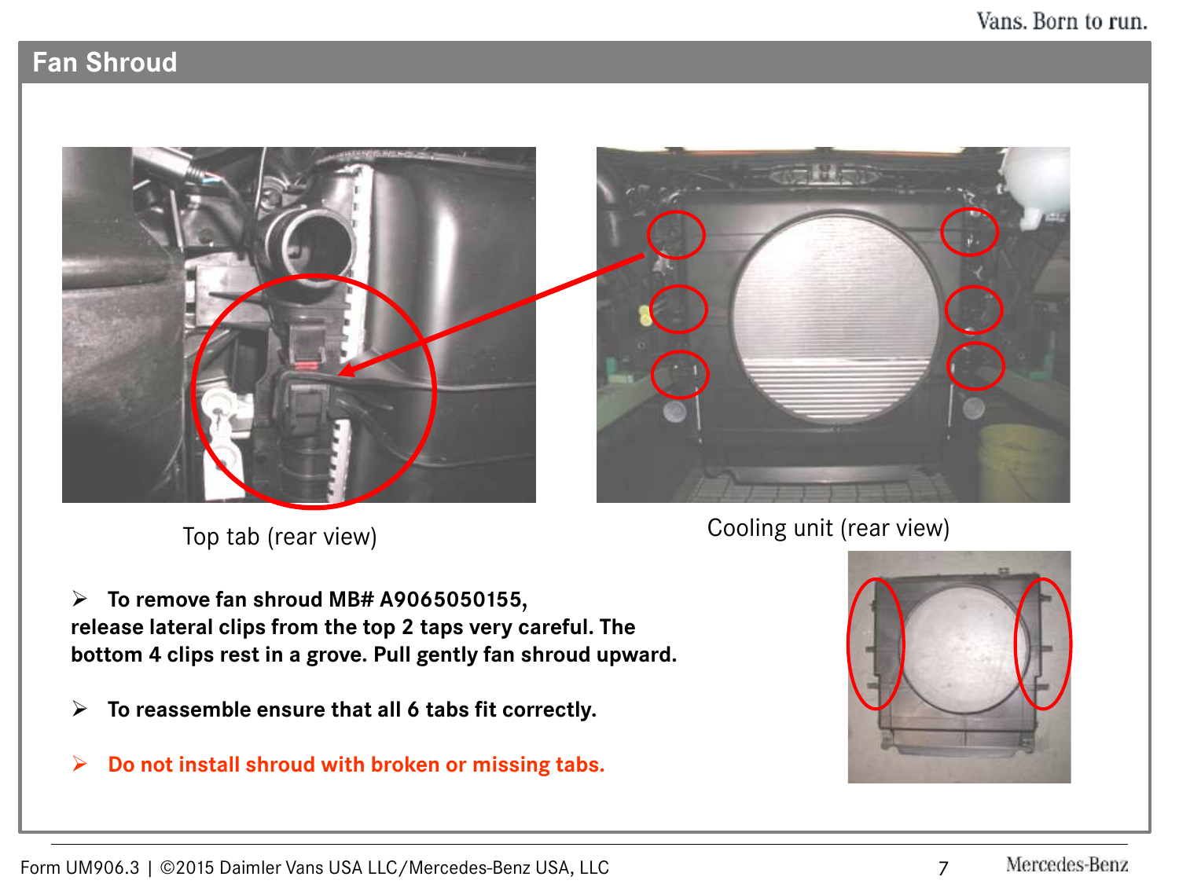## Fan Shroud

Top tab (rear view)

Cooling unit (rear view)

- **To remove fan shroud MB# A9065050155,**
**release lateral clips from the top 2 taps very careful. The bottom 4 clips rest in a grove. Pull gently fan shroud upward.**

- **To reassemble ensure that all 6 tabs fit correctly.**

- **Do not install shroud with broken or missing tabs.**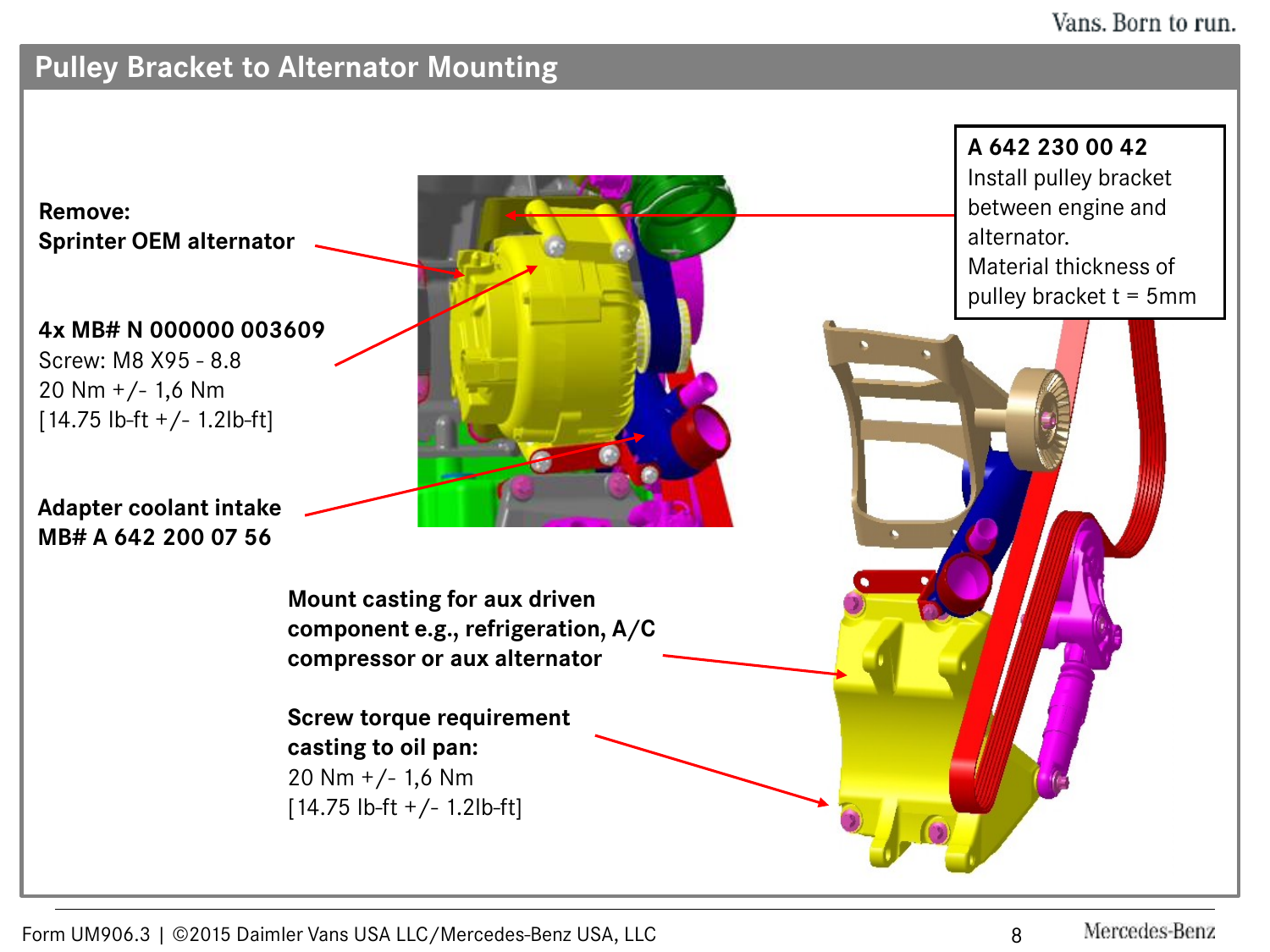## Pulley Bracket to Alternator Mounting

**Remove:**
**Sprinter OEM alternator**

**4x MB# N 000000 003609**
Screw: M8 X95 - 8.8
20 Nm +/- 1,6 Nm
[14.75 lb-ft +/- 1.2lb-ft]

**Adapter coolant intake**
**MB# A 642 200 07 56**

**A 642 230 00 42**
Install pulley bracket between engine and alternator.
Material thickness of pulley bracket t = 5mm

**Mount casting for aux driven component e.g., refrigeration, A/C compressor or aux alternator**

**Screw torque requirement casting to oil pan:**
20 Nm +/- 1,6 Nm
[14.75 lb-ft +/- 1.2lb-ft]

Form UM906.3 | ©2015 Daimler Vans USA LLC/Mercedes-Benz USA, LLC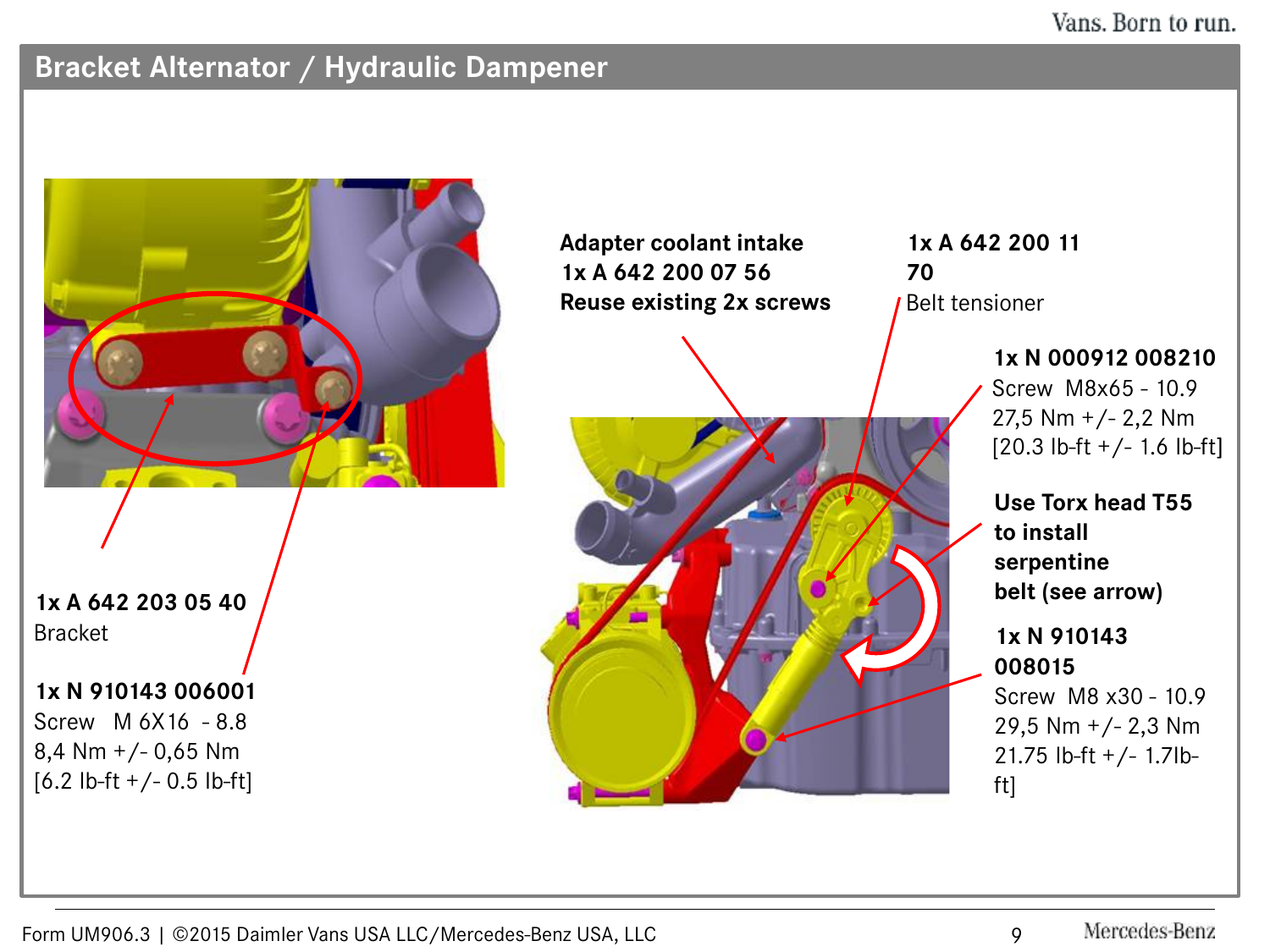## Bracket Alternator / Hydraulic Dampener

**1x A 642 203 05 40**
Bracket

**1x N 910143 006001**
Screw M 6X16 - 8.8
8,4 Nm +/- 0,65 Nm
[6.2 lb-ft +/- 0.5 lb-ft]

**Adapter coolant intake**
**1x A 642 200 07 56**
**Reuse existing 2x screws**

**1x A 642 200 11 70**
Belt tensioner

**1x N 000912 008210**
Screw M8x65 - 10.9
27,5 Nm +/- 2,2 Nm
[20.3 lb-ft +/- 1.6 lb-ft]

**Use Torx head T55 to install serpentine belt (see arrow)**

**1x N 910143 008015**
Screw M8 x30 - 10.9
29,5 Nm +/- 2,3 Nm
21.75 lb-ft +/- 1.7lb-ft]

Form UM906.3 | ©2015 Daimler Vans USA LLC/Mercedes-Benz USA, LLC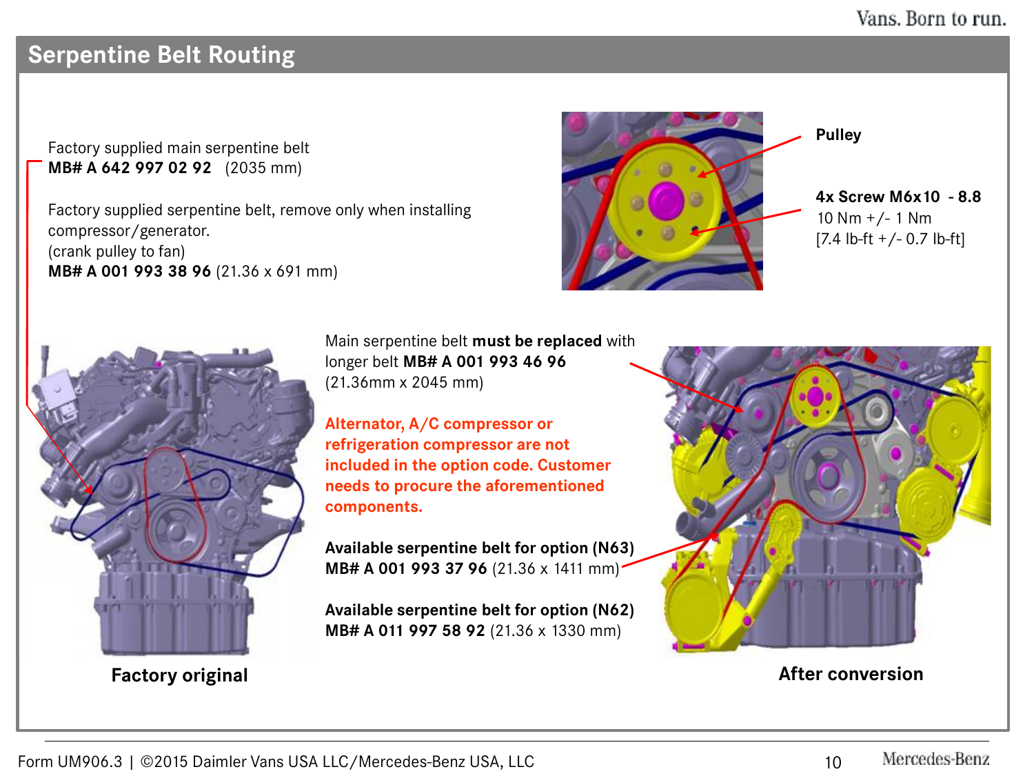## Serpentine Belt Routing

Factory supplied main serpentine belt
**MB# A 642 997 02 92** (2035 mm)

Factory supplied serpentine belt, remove only when installing compressor/generator.
(crank pulley to fan)
**MB# A 001 993 38 96** (21.36 x 691 mm)

**Pulley**

**4x Screw M6x10 - 8.8**
10 Nm +/- 1 Nm
[7.4 lb-ft +/- 0.7 lb-ft]

Main serpentine belt **must be replaced** with longer belt **MB# A 001 993 46 96** (21.36mm x 2045 mm)

**Alternator, A/C compressor or refrigeration compressor are not included in the option code. Customer needs to procure the aforementioned components.**

**Available serpentine belt for option (N63)**
**MB# A 001 993 37 96** (21.36 x 1411 mm)

**Available serpentine belt for option (N62)**
**MB# A 011 997 58 92** (21.36 x 1330 mm)

**Factory original**

**After conversion**

Form UM906.3 | ©2015 Daimler Vans USA LLC/Mercedes-Benz USA, LLC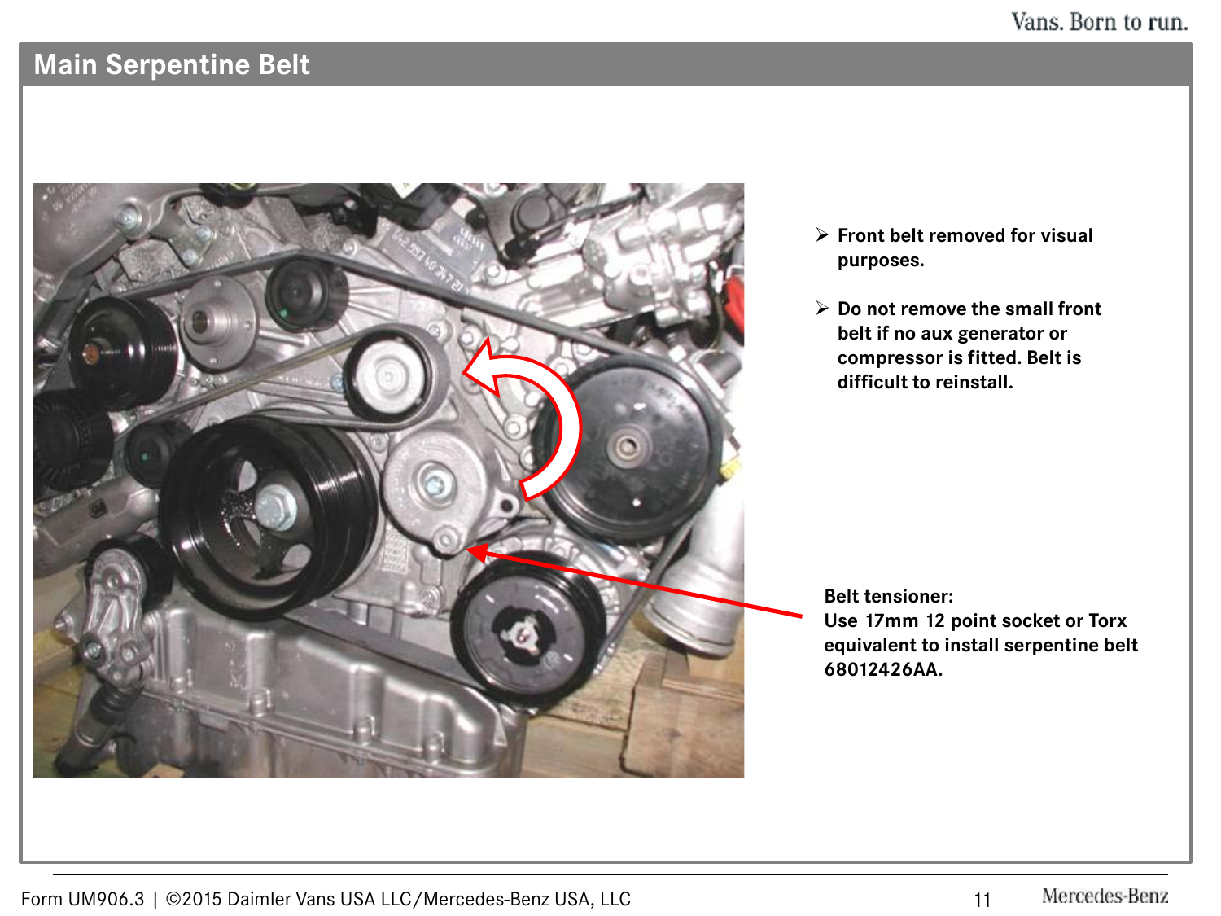## Main Serpentine Belt

- Front belt removed for visual purposes.
- Do not remove the small front belt if no aux generator or compressor is fitted. Belt is difficult to reinstall.

**Belt tensioner:**
**Use 17mm 12 point socket or Torx equivalent to install serpentine belt 68012426AA.**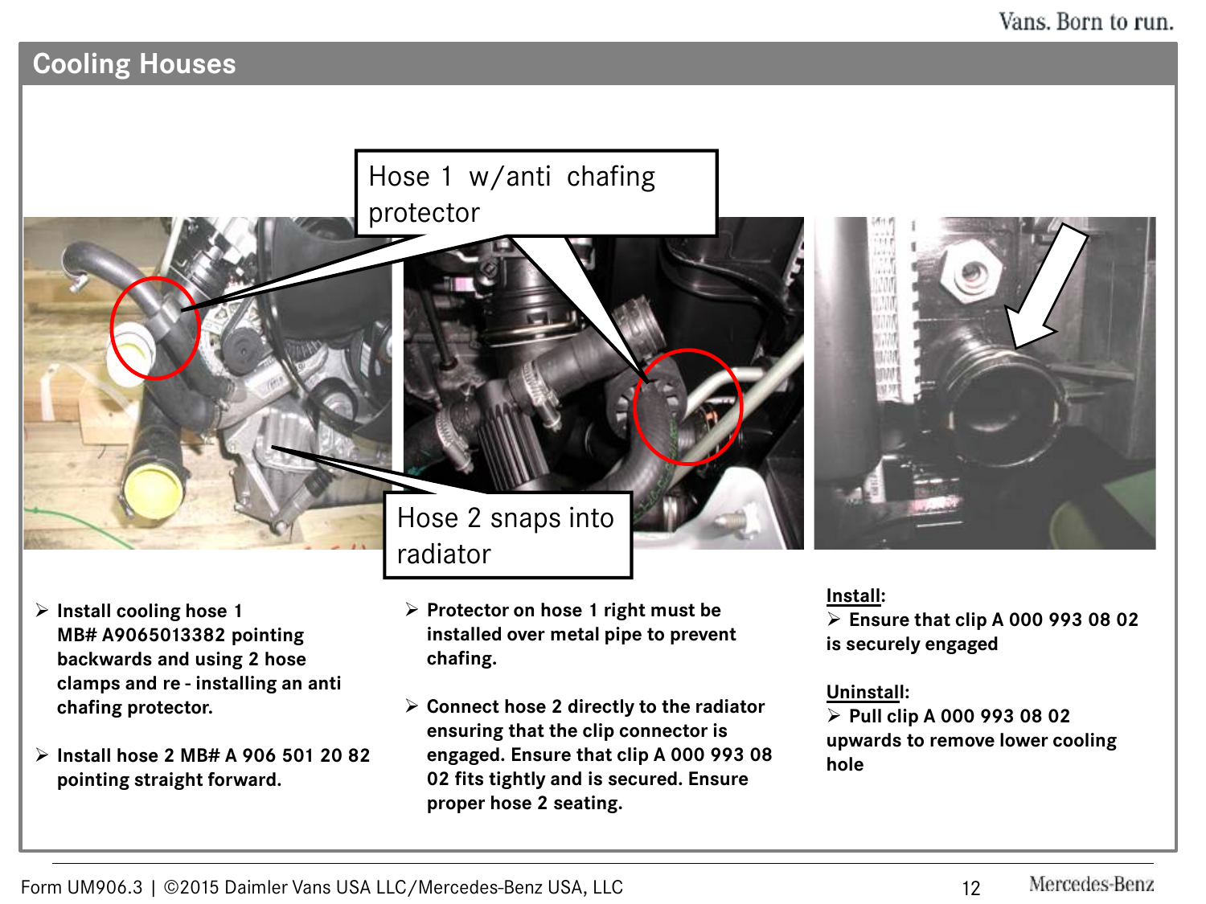## Cooling Houses

Hose 1 w/anti chafing protector

Hose 2 snaps into radiator

- Install cooling hose 1 MB# A9065013382 pointing backwards and using 2 hose clamps and re - installing an anti chafing protector.
- Install hose 2 MB# A 906 501 20 82 pointing straight forward.

- Protector on hose 1 right must be installed over metal pipe to prevent chafing.
- Connect hose 2 directly to the radiator ensuring that the clip connector is engaged. Ensure that clip A 000 993 08 02 fits tightly and is secured. Ensure proper hose 2 seating.

**Install:**

- Ensure that clip A 000 993 08 02 is securely engaged

**Uninstall:**

- Pull clip A 000 993 08 02 upwards to remove lower cooling hole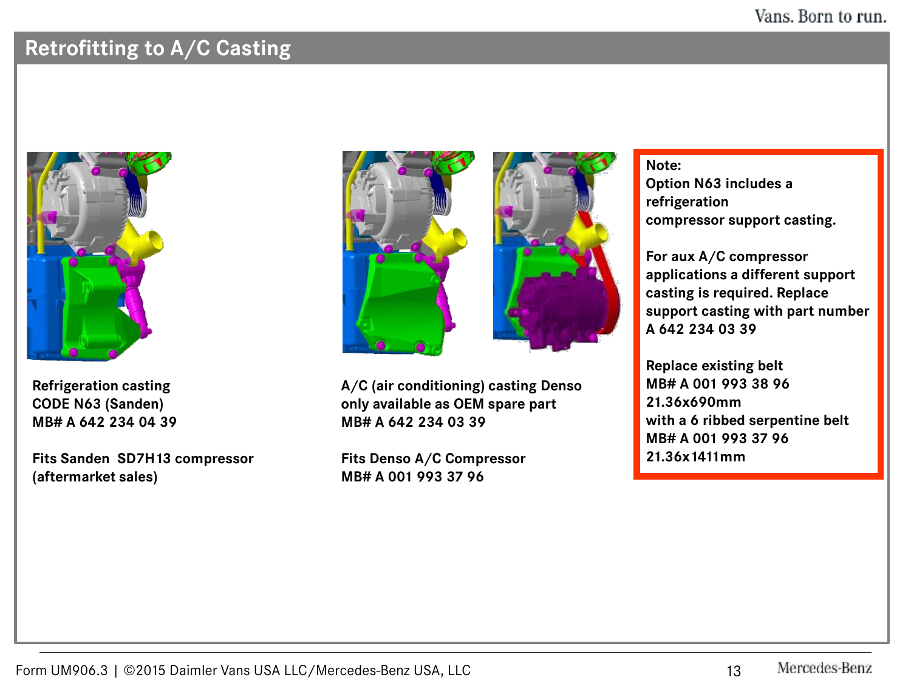# Retrofitting to A/C Casting

**Refrigeration casting**
**CODE N63 (Sanden)**
**MB# A 642 234 04 39**

**Fits Sanden SD7H13 compressor (aftermarket sales)**

**A/C (air conditioning) casting Denso only available as OEM spare part**
**MB# A 642 234 03 39**

**Fits Denso A/C Compressor**
**MB# A 001 993 37 96**

**Note:**
**Option N63 includes a refrigeration compressor support casting.**

**For aux A/C compressor applications a different support casting is required. Replace support casting with part number A 642 234 03 39**

**Replace existing belt**
**MB# A 001 993 38 96**
**21.36x690mm**
**with a 6 ribbed serpentine belt**
**MB# A 001 993 37 96**
**21.36x1411mm**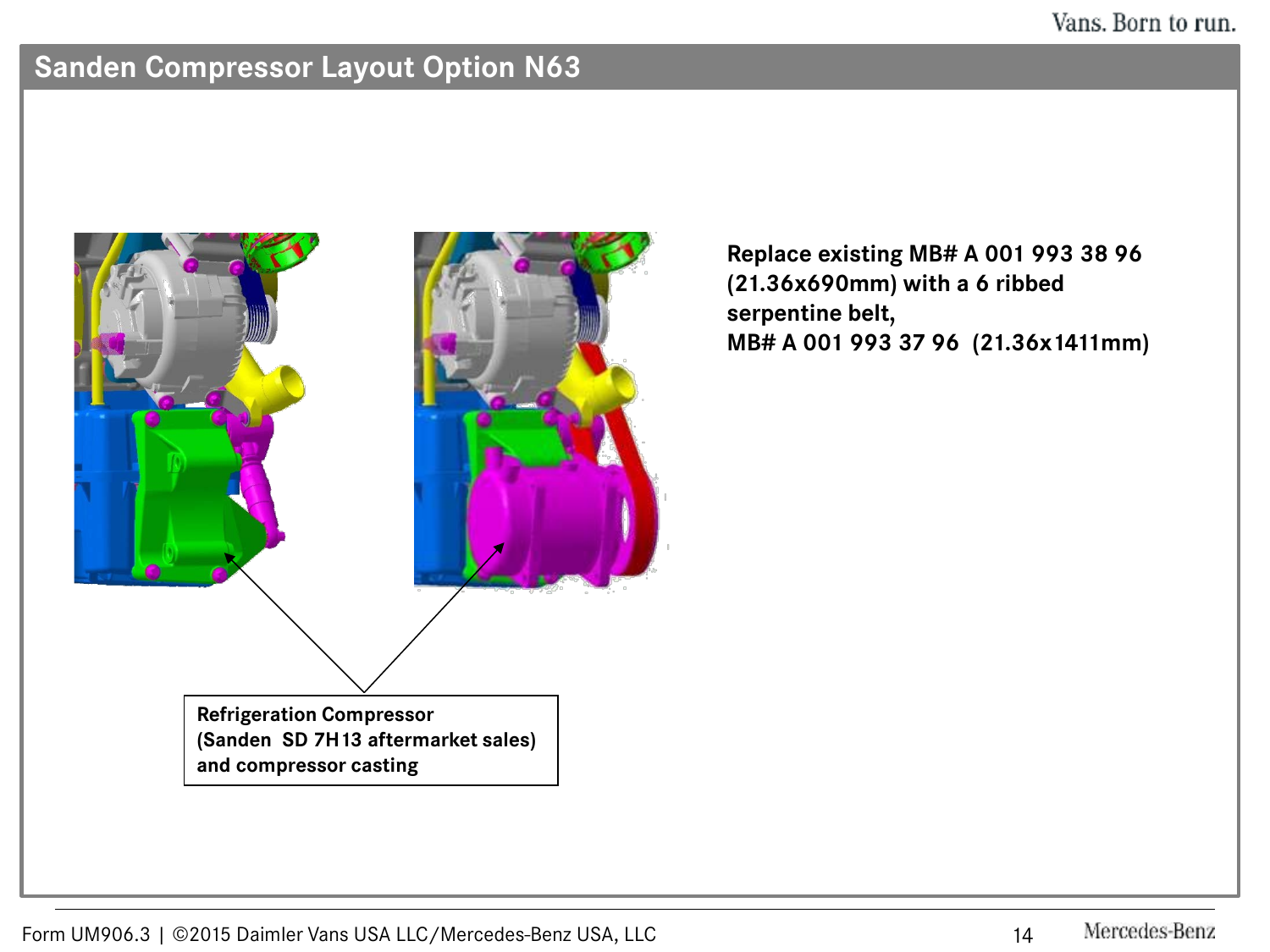## Sanden Compressor Layout Option N63

**Replace existing MB# A 001 993 38 96 (21.36x690mm) with a 6 ribbed serpentine belt,**
**MB# A 001 993 37 96 (21.36x1411mm)**

**Refrigeration Compressor (Sanden SD 7H13 aftermarket sales) and compressor casting**

Form UM906.3 | ©2015 Daimler Vans USA LLC/Mercedes-Benz USA, LLC